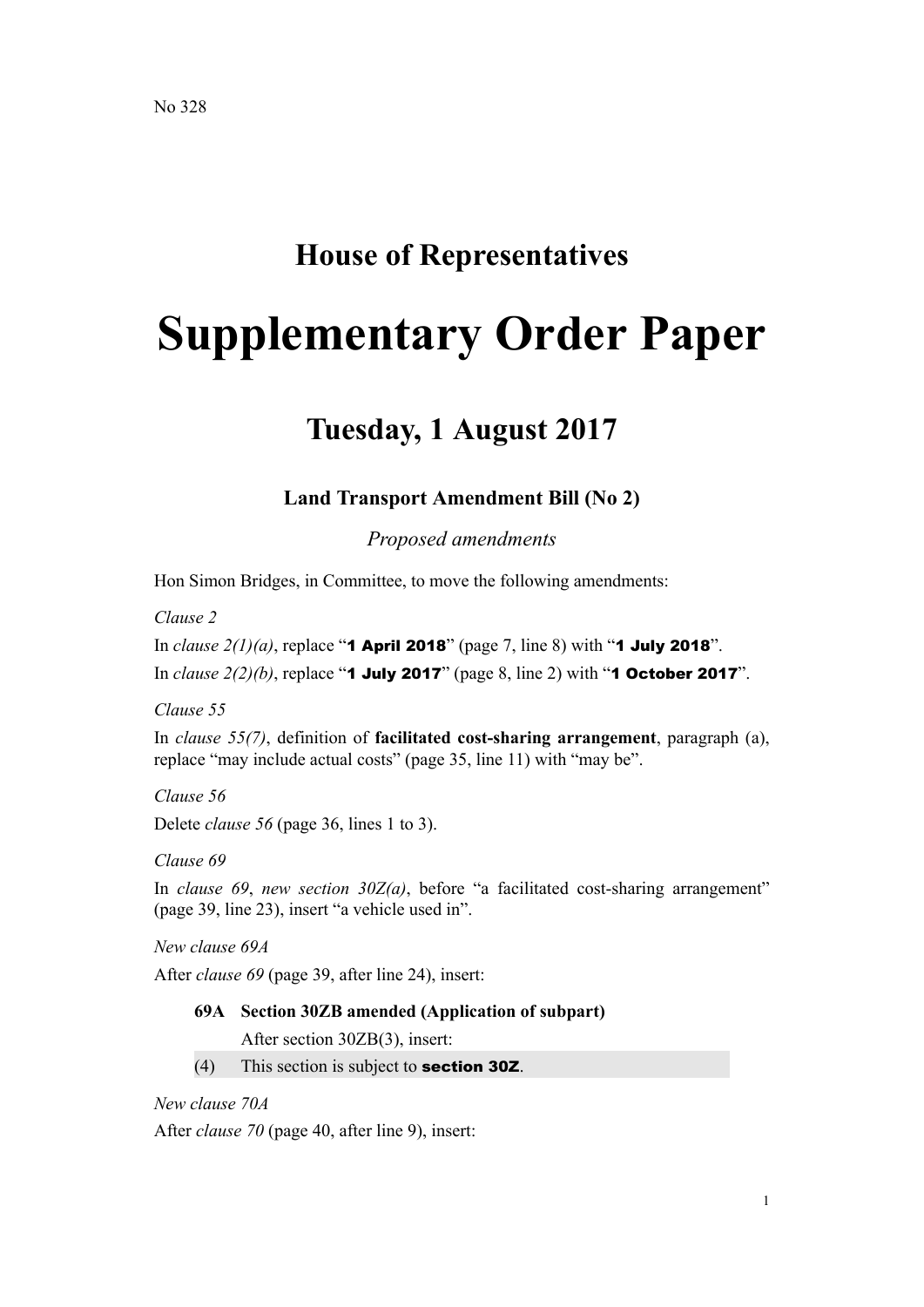No 328

# House of Representatives

# Supplementary Order Paper

## Tuesday, 1 August 2017

### Land Transport Amendment Bill (No 2)

*Proposed amendments*

Hon Simon Bridges, in Committee, to move the following amendments:

*Clause 2*

In *clause 2(1)(a)*, replace "**1 April 2018**" (page 7, line 8) with "**1 July 2018**".

In *clause 2(2)(b)*, replace "**1 July 2017**" (page 8, line 2) with "**1 October 2017**".

*Clause 55*

In *clause 55(7)*, definition of **facilitated cost-sharing arrangement**, paragraph (a), replace "may include actual costs" (page 35, line 11) with "may be".

*Clause 56*

Delete *clause 56* (page 36, lines 1 to 3).

*Clause 69*

In *clause 69*, *new section 30Z(a)*, before "a facilitated cost-sharing arrangement" (page 39, line 23), insert "a vehicle used in".

*New clause 69A*

After *clause 69* (page 39, after line 24), insert:

**69A Section 30ZB amended (Application of subpart)**

After section 30ZB(3), insert:

(4) This section is subject to **section 30Z**.

*New clause 70A*

After *clause 70* (page 40, after line 9), insert: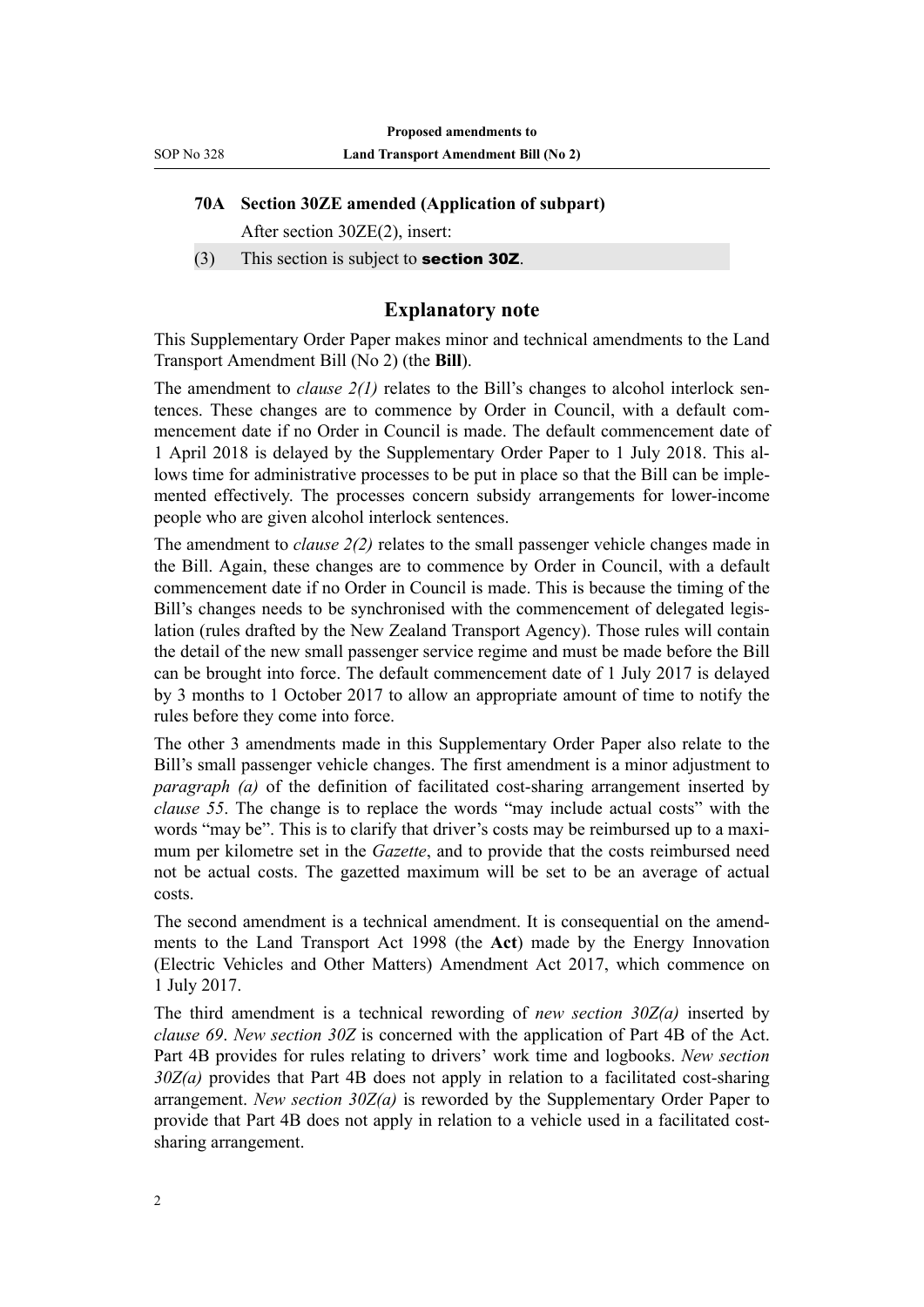**70A Section 30ZE amended (Application of subpart)**

After section 30ZE(2), insert:

(3) This section is subject to **section 30Z**.

## Explanatory note

This Supplementary Order Paper makes minor and technical amendments to the Land Transport Amendment Bill (No 2) (the **Bill**).

The amendment to *clause 2(1)* relates to the Bill's changes to alcohol interlock sentences. These changes are to commence by Order in Council, with a default commencement date if no Order in Council is made. The default commencement date of 1 April 2018 is delayed by the Supplementary Order Paper to 1 July 2018. This allows time for administrative processes to be put in place so that the Bill can be implemented effectively. The processes concern subsidy arrangements for lower-income people who are given alcohol interlock sentences.

The amendment to *clause 2(2)* relates to the small passenger vehicle changes made in the Bill. Again, these changes are to commence by Order in Council, with a default commencement date if no Order in Council is made. This is because the timing of the Bill's changes needs to be synchronised with the commencement of delegated legislation (rules drafted by the New Zealand Transport Agency). Those rules will contain the detail of the new small passenger service regime and must be made before the Bill can be brought into force. The default commencement date of 1 July 2017 is delayed by 3 months to 1 October 2017 to allow an appropriate amount of time to notify the rules before they come into force.

The other 3 amendments made in this Supplementary Order Paper also relate to the Bill's small passenger vehicle changes. The first amendment is a minor adjustment to *paragraph (a)* of the definition of facilitated cost-sharing arrangement inserted by *clause 55*. The change is to replace the words "may include actual costs" with the words "may be". This is to clarify that driver's costs may be reimbursed up to a maximum per kilometre set in the *Gazette*, and to provide that the costs reimbursed need not be actual costs. The gazetted maximum will be set to be an average of actual costs.

The second amendment is a technical amendment. It is consequential on the amendments to the Land Transport Act 1998 (the **Act**) made by the Energy Innovation (Electric Vehicles and Other Matters) Amendment Act 2017, which commence on 1 July 2017.

The third amendment is a technical rewording of *new section 30Z(a)* inserted by *clause 69*. *New section 30Z* is concerned with the application of Part 4B of the Act. Part 4B provides for rules relating to drivers' work time and logbooks. *New section 30Z(a)* provides that Part 4B does not apply in relation to a facilitated cost-sharing arrangement. *New section 30Z(a)* is reworded by the Supplementary Order Paper to provide that Part 4B does not apply in relation to a vehicle used in a facilitated cost-sharing arrangement.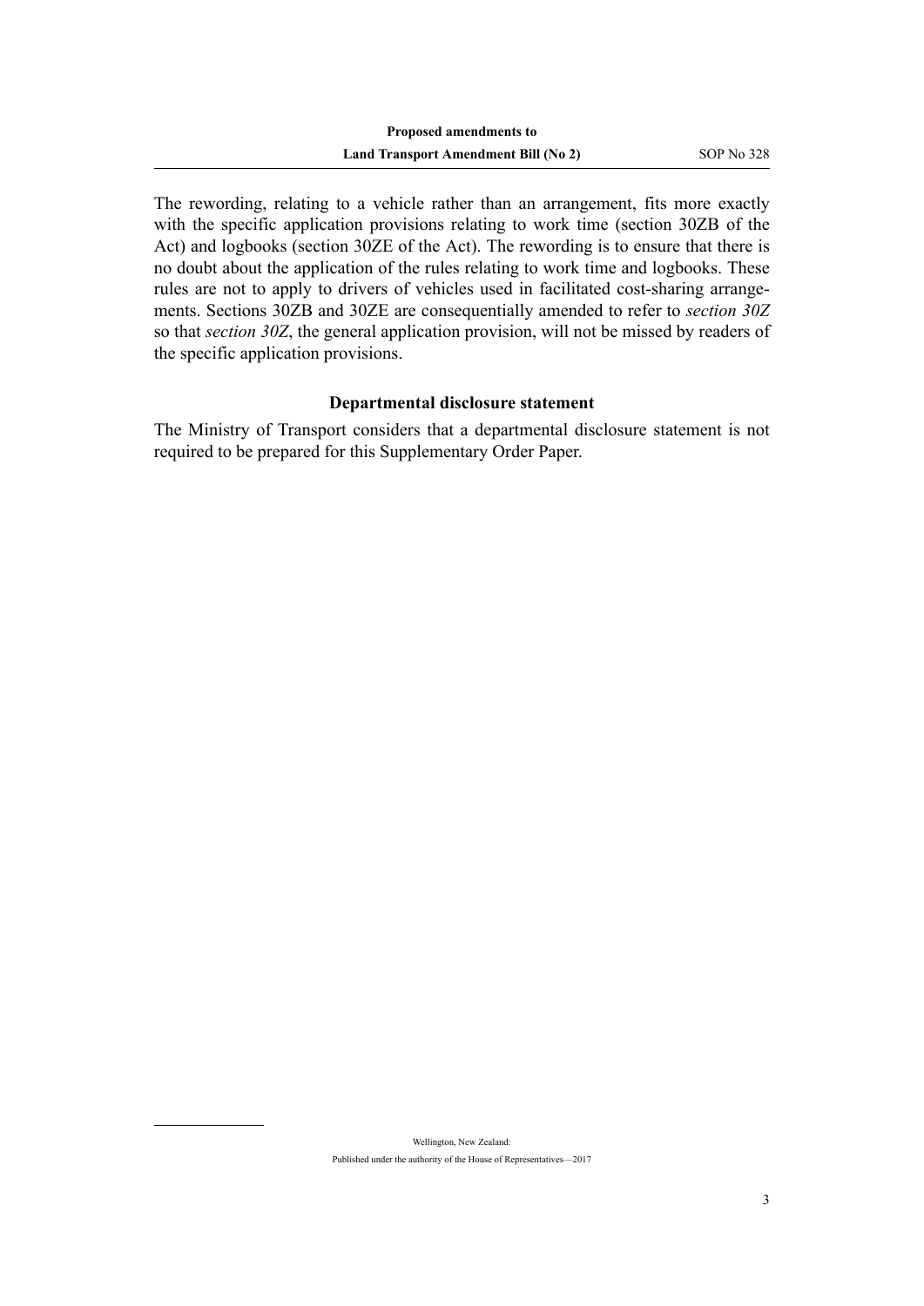The rewording, relating to a vehicle rather than an arrangement, fits more exactly with the specific application provisions relating to work time (section 30ZB of the Act) and logbooks (section 30ZE of the Act). The rewording is to ensure that there is no doubt about the application of the rules relating to work time and logbooks. These rules are not to apply to drivers of vehicles used in facilitated cost-sharing arrangements. Sections 30ZB and 30ZE are consequentially amended to refer to *section 30Z* so that *section 30Z*, the general application provision, will not be missed by readers of the specific application provisions.

### Departmental disclosure statement

The Ministry of Transport considers that a departmental disclosure statement is not required to be prepared for this Supplementary Order Paper.

Wellington, New Zealand:

Published under the authority of the House of Representatives—2017